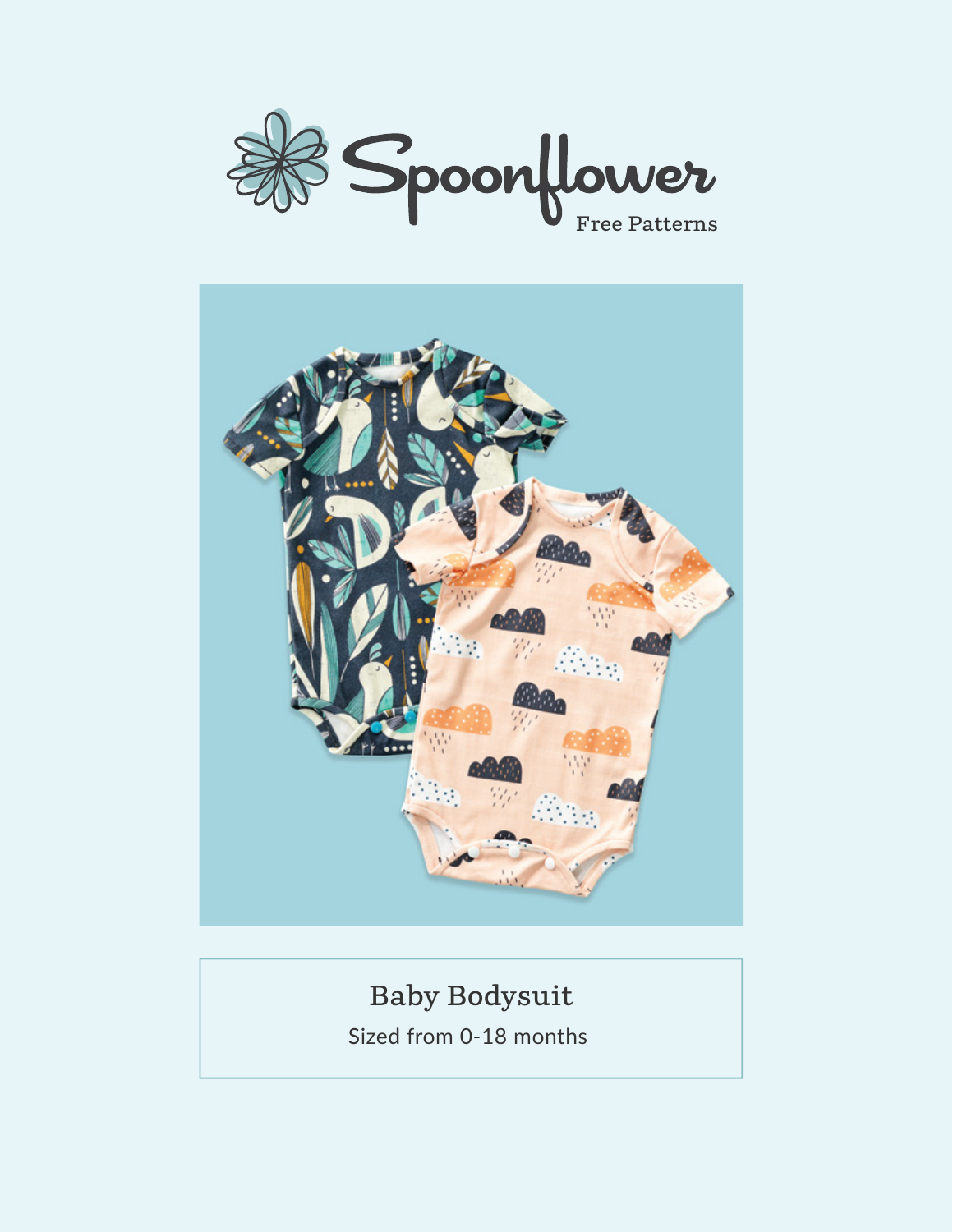Spoonflower

Free Patterns

# Baby Bodysuit

Sized from 0-18 months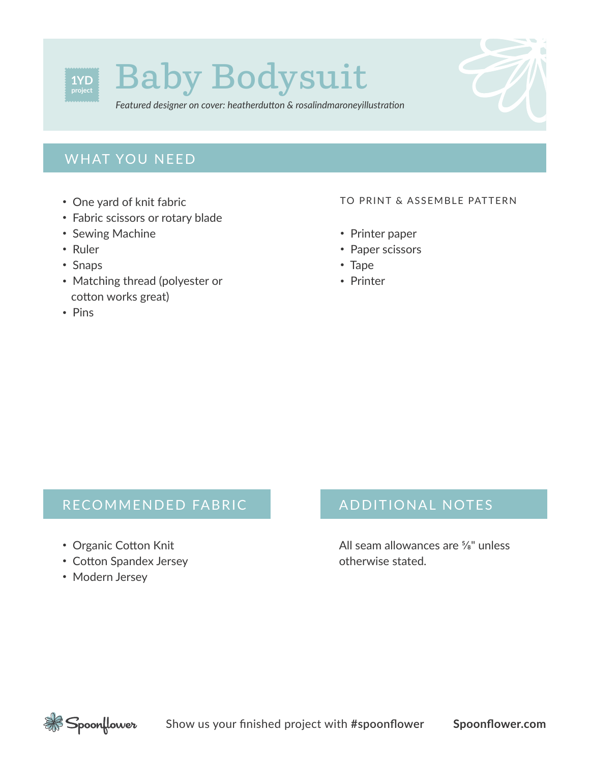1YD project

# Baby Bodysuit

*Featured designer on cover: heatherdutton & rosalindmaroneyillustration*

## WHAT YOU NEED

- One yard of knit fabric
- Fabric scissors or rotary blade
- Sewing Machine
- Ruler
- Snaps
- Matching thread (polyester or cotton works great)
- Pins

TO PRINT & ASSEMBLE PATTERN

- Printer paper
- Paper scissors
- Tape
- Printer

## RECOMMENDED FABRIC

- Organic Cotton Knit
- Cotton Spandex Jersey
- Modern Jersey

## ADDITIONAL NOTES

All seam allowances are ⅝" unless otherwise stated.

Show us your finished project with **#spoonflower** **Spoonflower.com**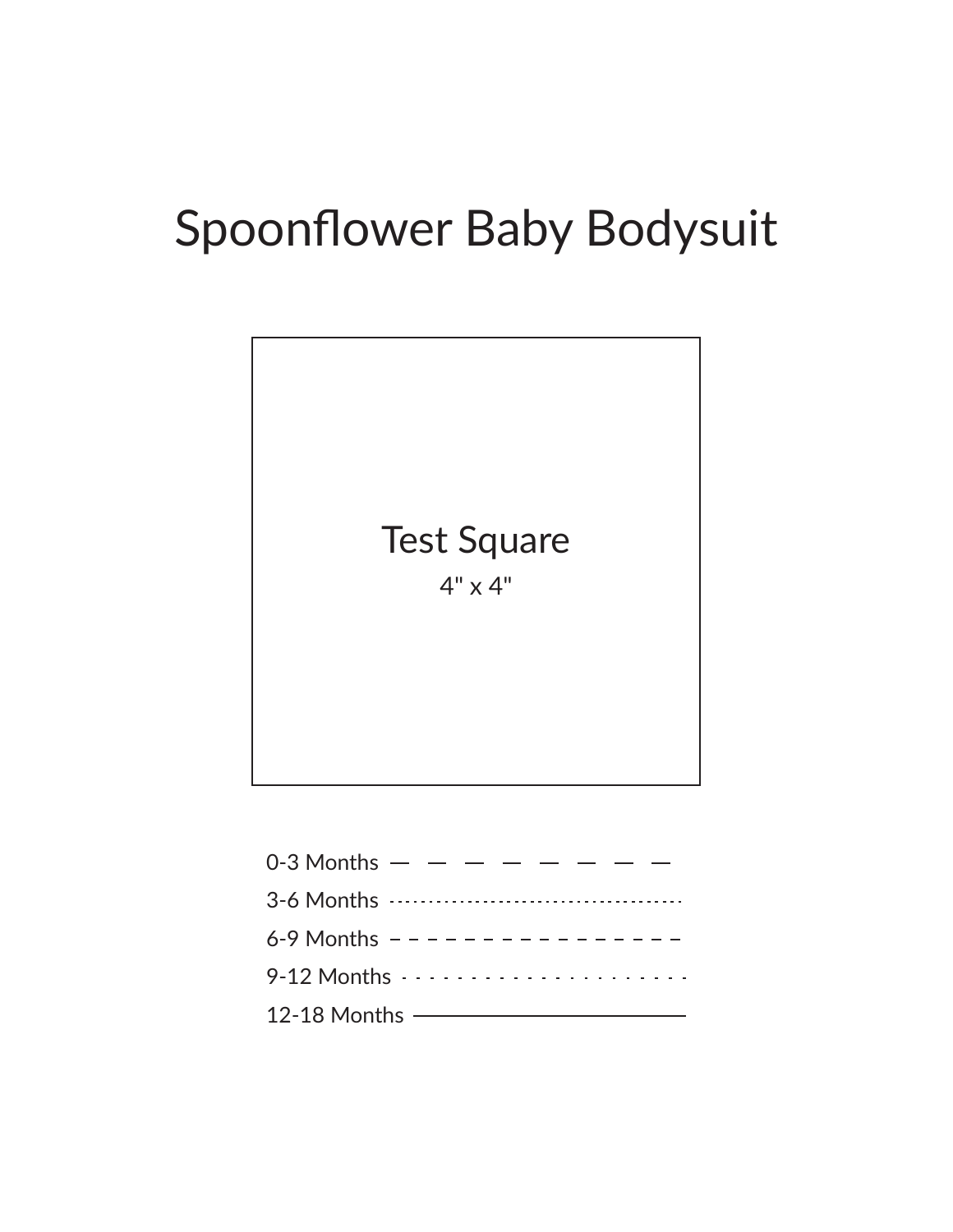# Spoonflower Baby Bodysuit

Test Square

4" x 4"

0-3 Months

3-6 Months

6-9 Months

9-12 Months

12-18 Months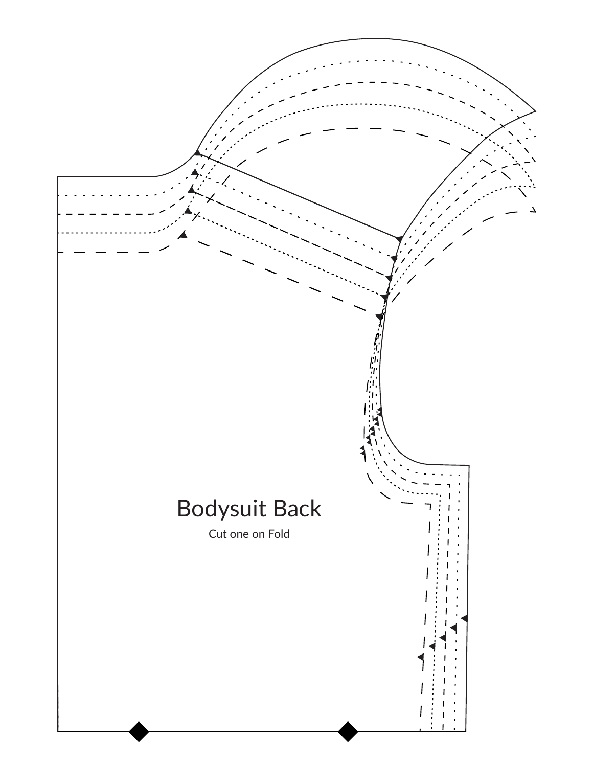# Bodysuit Back

Cut one on Fold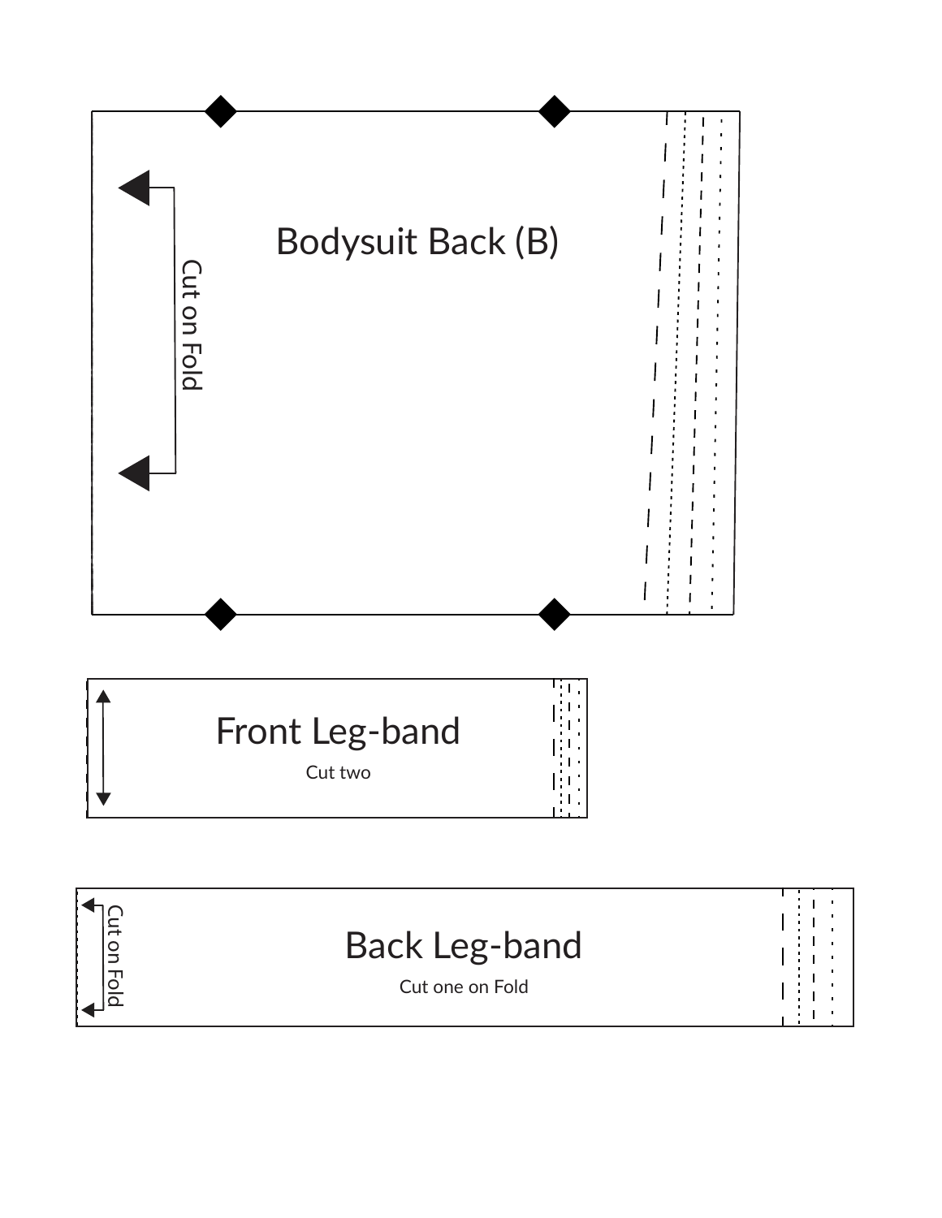Bodysuit Back (B)

Cut on Fold

Front Leg-band

Cut two

Back Leg-band

Cut one on Fold

Cut on Fold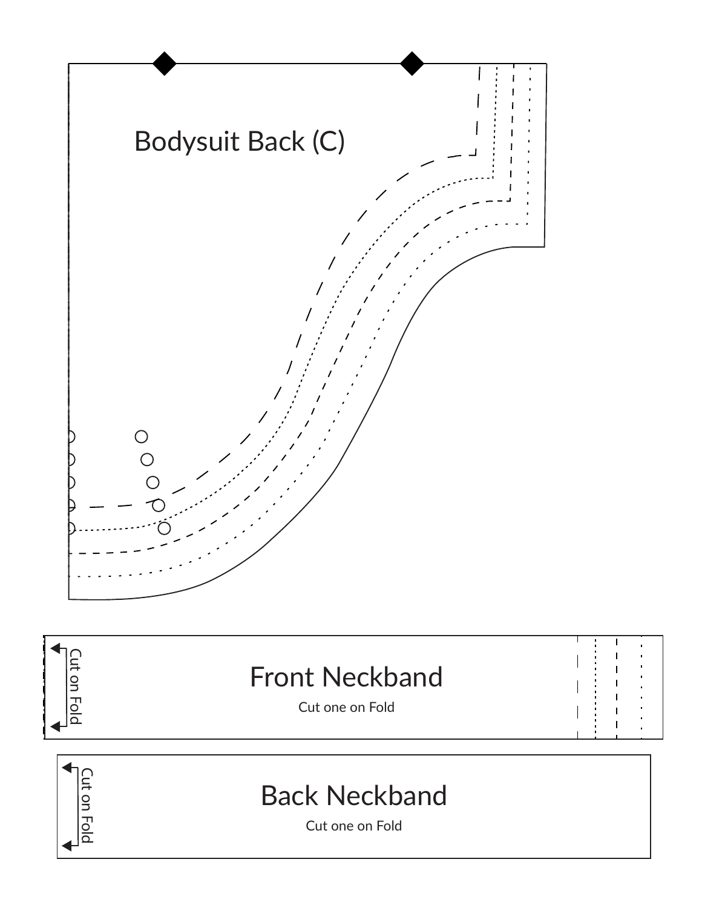Bodysuit Back (C)

Cut on Fold

Front Neckband

Cut one on Fold

Cut on Fold

Back Neckband

Cut one on Fold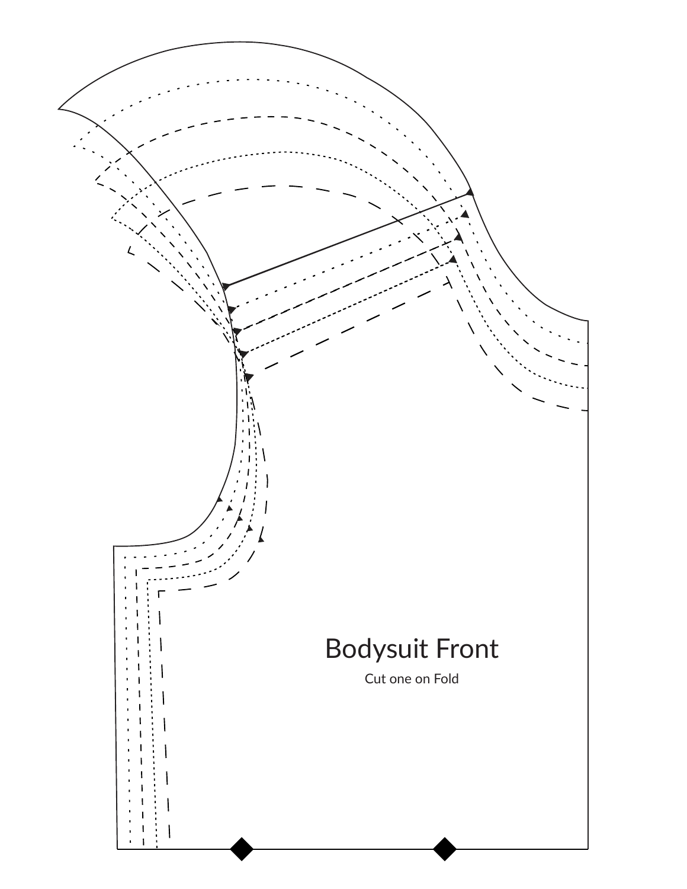Bodysuit Front

Cut one on Fold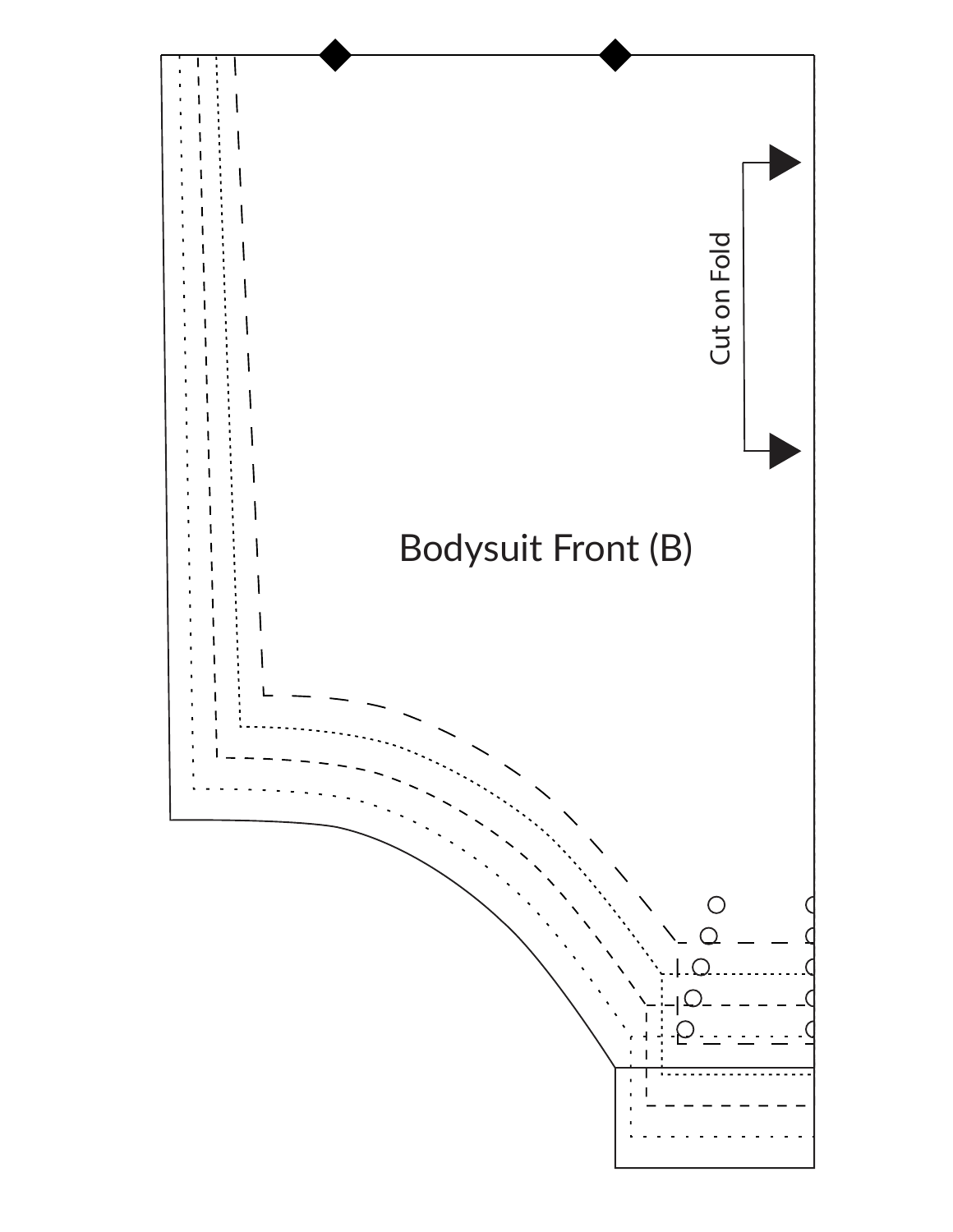Cut on Fold

Bodysuit Front (B)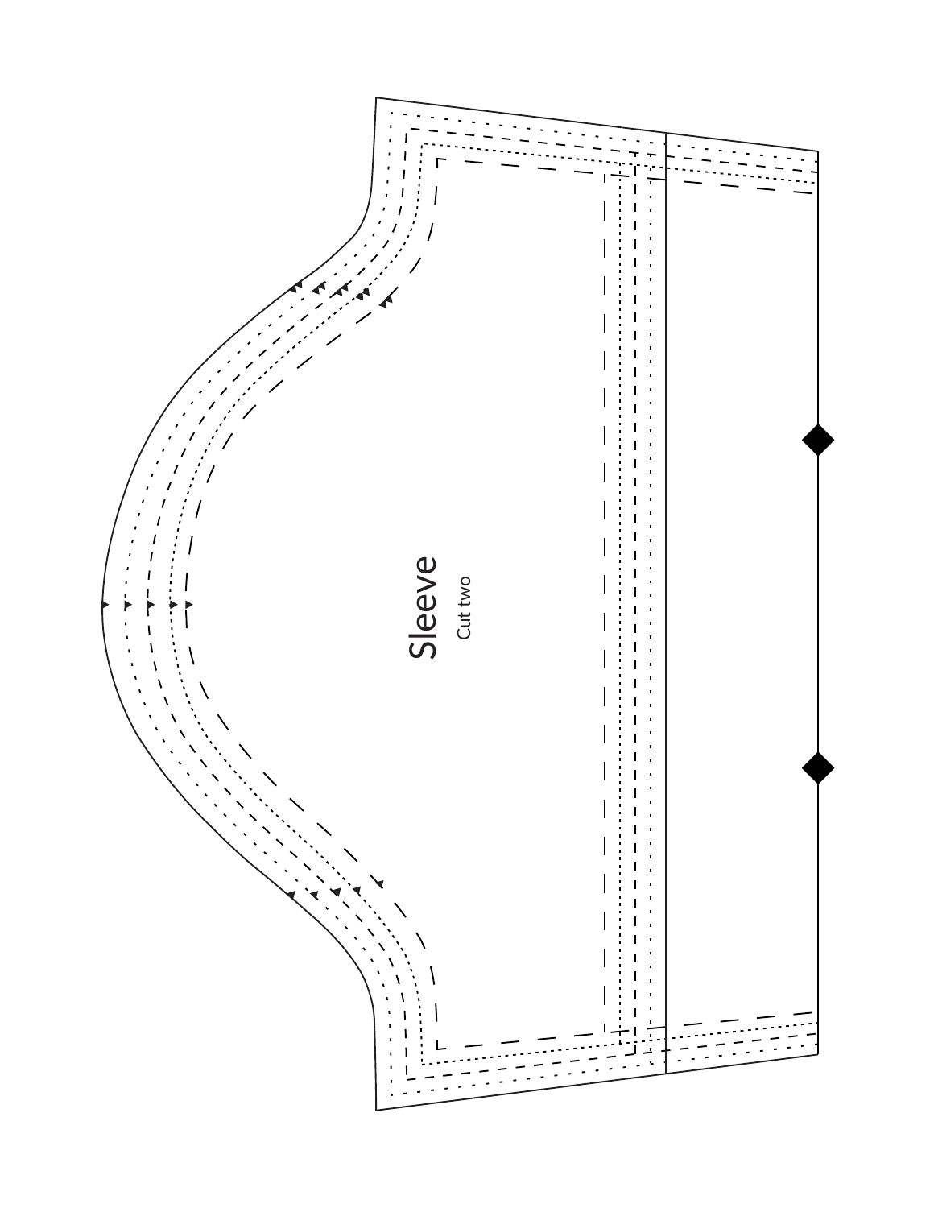Sleeve

Cut two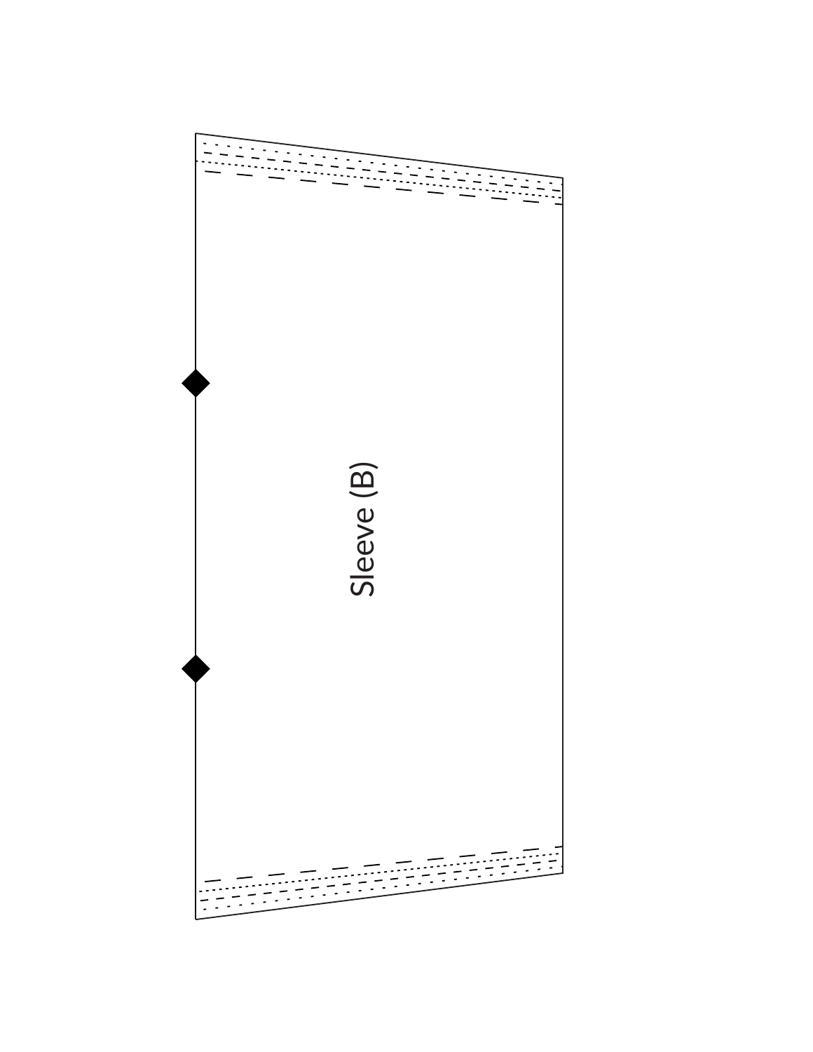Sleeve (B)